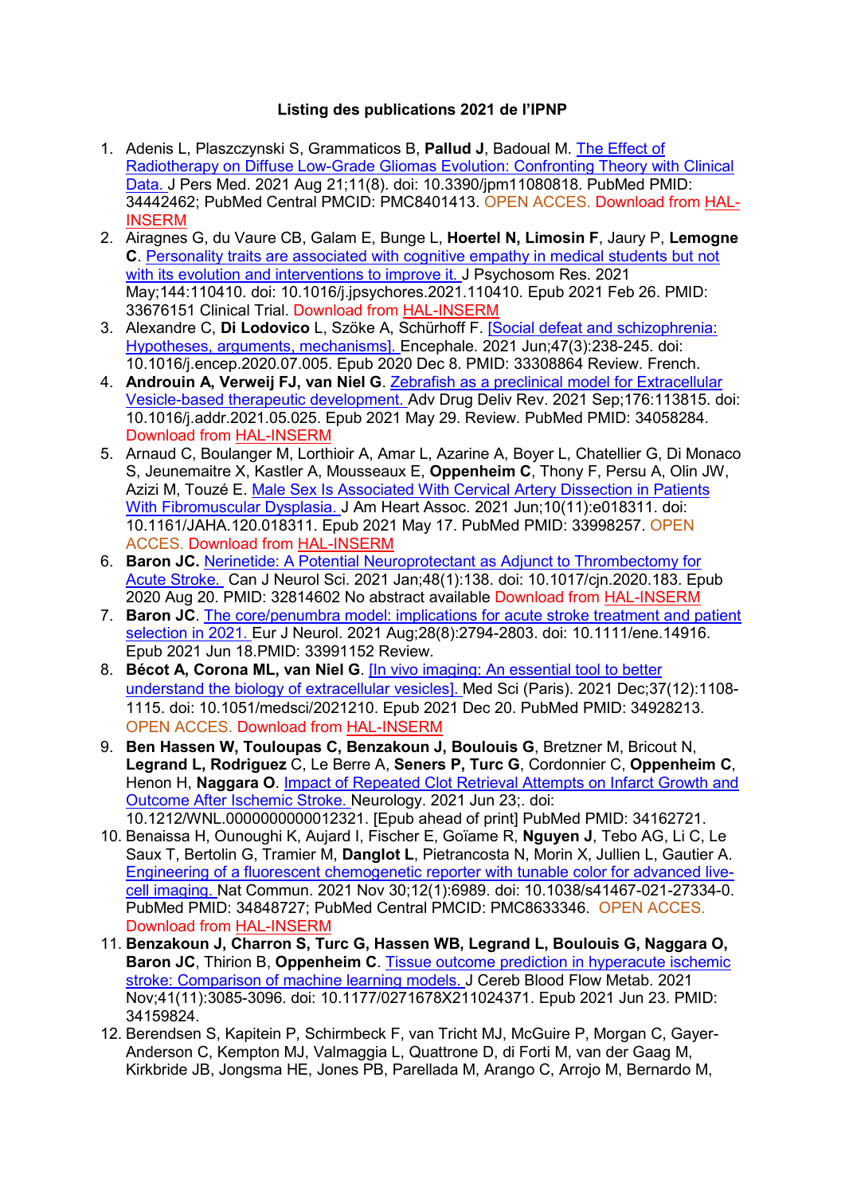**Listing des publications 2021 de l'IPNP**

1. Adenis L, Plaszczynski S, Grammaticos B, **Pallud J**, Badoual M. The Effect of Radiotherapy on Diffuse Low-Grade Gliomas Evolution: Confronting Theory with Clinical Data. J Pers Med. 2021 Aug 21;11(8). doi: 10.3390/jpm11080818. PubMed PMID: 34442462; PubMed Central PMCID: PMC8401413. OPEN ACCES. Download from HAL-INSERM
2. Airagnes G, du Vaure CB, Galam E, Bunge L, **Hoertel N, Limosin F**, Jaury P, **Lemogne C**. Personality traits are associated with cognitive empathy in medical students but not with its evolution and interventions to improve it. J Psychosom Res. 2021 May;144:110410. doi: 10.1016/j.jpsychores.2021.110410. Epub 2021 Feb 26. PMID: 33676151 Clinical Trial. Download from HAL-INSERM
3. Alexandre C, **Di Lodovico** L, Szöke A, Schürhoff F. [Social defeat and schizophrenia: Hypotheses, arguments, mechanisms]. Encephale. 2021 Jun;47(3):238-245. doi: 10.1016/j.encep.2020.07.005. Epub 2020 Dec 8. PMID: 33308864 Review. French.
4. **Androuin A, Verweij FJ, van Niel G**. Zebrafish as a preclinical model for Extracellular Vesicle-based therapeutic development. Adv Drug Deliv Rev. 2021 Sep;176:113815. doi: 10.1016/j.addr.2021.05.025. Epub 2021 May 29. Review. PubMed PMID: 34058284. Download from HAL-INSERM
5. Arnaud C, Boulanger M, Lorthioir A, Amar L, Azarine A, Boyer L, Chatellier G, Di Monaco S, Jeunemaitre X, Kastler A, Mousseaux E, **Oppenheim C**, Thony F, Persu A, Olin JW, Azizi M, Touzé E. Male Sex Is Associated With Cervical Artery Dissection in Patients With Fibromuscular Dysplasia. J Am Heart Assoc. 2021 Jun;10(11):e018311. doi: 10.1161/JAHA.120.018311. Epub 2021 May 17. PubMed PMID: 33998257. OPEN ACCES. Download from HAL-INSERM
6. **Baron JC.** Nerinetide: A Potential Neuroprotectant as Adjunct to Thrombectomy for Acute Stroke. Can J Neurol Sci. 2021 Jan;48(1):138. doi: 10.1017/cjn.2020.183. Epub 2020 Aug 20. PMID: 32814602 No abstract available Download from HAL-INSERM
7. **Baron JC**. The core/penumbra model: implications for acute stroke treatment and patient selection in 2021. Eur J Neurol. 2021 Aug;28(8):2794-2803. doi: 10.1111/ene.14916. Epub 2021 Jun 18.PMID: 33991152 Review.
8. **Bécot A, Corona ML, van Niel G**. [In vivo imaging: An essential tool to better understand the biology of extracellular vesicles]. Med Sci (Paris). 2021 Dec;37(12):1108-1115. doi: 10.1051/medsci/2021210. Epub 2021 Dec 20. PubMed PMID: 34928213. OPEN ACCES. Download from HAL-INSERM
9. **Ben Hassen W, Touloupas C, Benzakoun J, Boulouis G**, Bretzner M, Bricout N, **Legrand L, Rodriguez** C, Le Berre A, **Seners P, Turc G**, Cordonnier C, **Oppenheim C**, Henon H, **Naggara O**. Impact of Repeated Clot Retrieval Attempts on Infarct Growth and Outcome After Ischemic Stroke. Neurology. 2021 Jun 23;. doi: 10.1212/WNL.0000000000012321. [Epub ahead of print] PubMed PMID: 34162721.
10. Benaissa H, Ounoughi K, Aujard I, Fischer E, Goïame R, **Nguyen J**, Tebo AG, Li C, Le Saux T, Bertolin G, Tramier M, **Danglot L**, Pietrancosta N, Morin X, Jullien L, Gautier A. Engineering of a fluorescent chemogenetic reporter with tunable color for advanced live-cell imaging. Nat Commun. 2021 Nov 30;12(1):6989. doi: 10.1038/s41467-021-27334-0. PubMed PMID: 34848727; PubMed Central PMCID: PMC8633346. OPEN ACCES. Download from HAL-INSERM
11. **Benzakoun J, Charron S, Turc G, Hassen WB, Legrand L, Boulouis G, Naggara O, Baron JC**, Thirion B, **Oppenheim C**. Tissue outcome prediction in hyperacute ischemic stroke: Comparison of machine learning models. J Cereb Blood Flow Metab. 2021 Nov;41(11):3085-3096. doi: 10.1177/0271678X211024371. Epub 2021 Jun 23. PMID: 34159824.
12. Berendsen S, Kapitein P, Schirmbeck F, van Tricht MJ, McGuire P, Morgan C, Gayer-Anderson C, Kempton MJ, Valmaggia L, Quattrone D, di Forti M, van der Gaag M, Kirkbride JB, Jongsma HE, Jones PB, Parellada M, Arango C, Arrojo M, Bernardo M,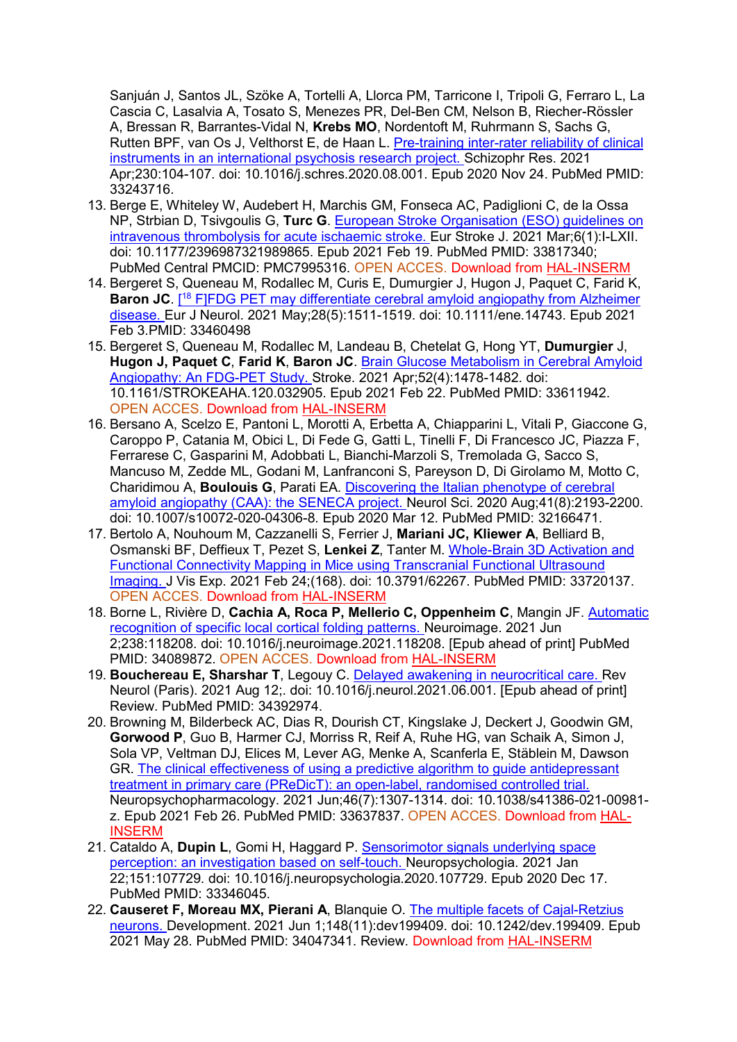Sanjuán J, Santos JL, Szöke A, Tortelli A, Llorca PM, Tarricone I, Tripoli G, Ferraro L, La Cascia C, Lasalvia A, Tosato S, Menezes PR, Del-Ben CM, Nelson B, Riecher-Rössler A, Bressan R, Barrantes-Vidal N, **Krebs MO**, Nordentoft M, Ruhrmann S, Sachs G, Rutten BPF, van Os J, Velthorst E, de Haan L. Pre-training inter-rater reliability of clinical instruments in an international psychosis research project. Schizophr Res. 2021 Apr;230:104-107. doi: 10.1016/j.schres.2020.08.001. Epub 2020 Nov 24. PubMed PMID: 33243716.

13. Berge E, Whiteley W, Audebert H, Marchis GM, Fonseca AC, Padiglioni C, de la Ossa NP, Strbian D, Tsivgoulis G, **Turc G**. European Stroke Organisation (ESO) guidelines on intravenous thrombolysis for acute ischaemic stroke. Eur Stroke J. 2021 Mar;6(1):I-LXII. doi: 10.1177/2396987321989865. Epub 2021 Feb 19. PubMed PMID: 33817340; PubMed Central PMCID: PMC7995316. OPEN ACCES. Download from HAL-INSERM
14. Bergeret S, Queneau M, Rodallec M, Curis E, Dumurgier J, Hugon J, Paquet C, Farid K, **Baron JC**. [18 F]FDG PET may differentiate cerebral amyloid angiopathy from Alzheimer disease. Eur J Neurol. 2021 May;28(5):1511-1519. doi: 10.1111/ene.14743. Epub 2021 Feb 3.PMID: 33460498
15. Bergeret S, Queneau M, Rodallec M, Landeau B, Chetelat G, Hong YT, **Dumurgier** J, **Hugon J, Paquet C**, **Farid K**, **Baron JC**. Brain Glucose Metabolism in Cerebral Amyloid Angiopathy: An FDG-PET Study. Stroke. 2021 Apr;52(4):1478-1482. doi: 10.1161/STROKEAHA.120.032905. Epub 2021 Feb 22. PubMed PMID: 33611942. OPEN ACCES. Download from HAL-INSERM
16. Bersano A, Scelzo E, Pantoni L, Morotti A, Erbetta A, Chiapparini L, Vitali P, Giaccone G, Caroppo P, Catania M, Obici L, Di Fede G, Gatti L, Tinelli F, Di Francesco JC, Piazza F, Ferrarese C, Gasparini M, Adobbati L, Bianchi-Marzoli S, Tremolada G, Sacco S, Mancuso M, Zedde ML, Godani M, Lanfranconi S, Pareyson D, Di Girolamo M, Motto C, Charidimou A, **Boulouis G**, Parati EA. Discovering the Italian phenotype of cerebral amyloid angiopathy (CAA): the SENECA project. Neurol Sci. 2020 Aug;41(8):2193-2200. doi: 10.1007/s10072-020-04306-8. Epub 2020 Mar 12. PubMed PMID: 32166471.
17. Bertolo A, Nouhoum M, Cazzanelli S, Ferrier J, **Mariani JC, Kliewer A**, Belliard B, Osmanski BF, Deffieux T, Pezet S, **Lenkei Z**, Tanter M. Whole-Brain 3D Activation and Functional Connectivity Mapping in Mice using Transcranial Functional Ultrasound Imaging. J Vis Exp. 2021 Feb 24;(168). doi: 10.3791/62267. PubMed PMID: 33720137. OPEN ACCES. Download from HAL-INSERM
18. Borne L, Rivière D, **Cachia A, Roca P, Mellerio C, Oppenheim C**, Mangin JF. Automatic recognition of specific local cortical folding patterns. Neuroimage. 2021 Jun 2;238:118208. doi: 10.1016/j.neuroimage.2021.118208. [Epub ahead of print] PubMed PMID: 34089872. OPEN ACCES. Download from HAL-INSERM
19. **Bouchereau E, Sharshar T**, Legouy C. Delayed awakening in neurocritical care. Rev Neurol (Paris). 2021 Aug 12;. doi: 10.1016/j.neurol.2021.06.001. [Epub ahead of print] Review. PubMed PMID: 34392974.
20. Browning M, Bilderbeck AC, Dias R, Dourish CT, Kingslake J, Deckert J, Goodwin GM, **Gorwood P**, Guo B, Harmer CJ, Morriss R, Reif A, Ruhe HG, van Schaik A, Simon J, Sola VP, Veltman DJ, Elices M, Lever AG, Menke A, Scanferla E, Stäblein M, Dawson GR. The clinical effectiveness of using a predictive algorithm to guide antidepressant treatment in primary care (PReDicT): an open-label, randomised controlled trial. Neuropsychopharmacology. 2021 Jun;46(7):1307-1314. doi: 10.1038/s41386-021-00981-z. Epub 2021 Feb 26. PubMed PMID: 33637837. OPEN ACCES. Download from HAL-INSERM
21. Cataldo A, **Dupin L**, Gomi H, Haggard P. Sensorimotor signals underlying space perception: an investigation based on self-touch. Neuropsychologia. 2021 Jan 22;151:107729. doi: 10.1016/j.neuropsychologia.2020.107729. Epub 2020 Dec 17. PubMed PMID: 33346045.
22. **Causeret F, Moreau MX, Pierani A**, Blanquie O. The multiple facets of Cajal-Retzius neurons. Development. 2021 Jun 1;148(11):dev199409. doi: 10.1242/dev.199409. Epub 2021 May 28. PubMed PMID: 34047341. Review. Download from HAL-INSERM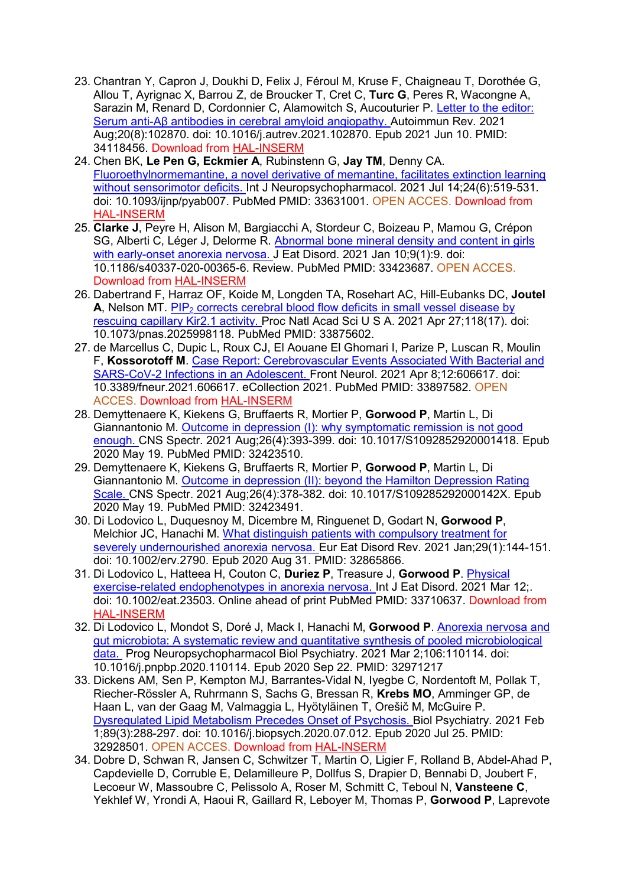23. Chantran Y, Capron J, Doukhi D, Felix J, Féroul M, Kruse F, Chaigneau T, Dorothée G, Allou T, Ayrignac X, Barrou Z, de Broucker T, Cret C, **Turc G**, Peres R, Wacongne A, Sarazin M, Renard D, Cordonnier C, Alamowitch S, Aucouturier P. Letter to the editor: Serum anti-Aβ antibodies in cerebral amyloid angiopathy. Autoimmun Rev. 2021 Aug;20(8):102870. doi: 10.1016/j.autrev.2021.102870. Epub 2021 Jun 10. PMID: 34118456. Download from HAL-INSERM
24. Chen BK, **Le Pen G, Eckmier A**, Rubinstenn G, **Jay TM**, Denny CA. Fluoroethylnormemantine, a novel derivative of memantine, facilitates extinction learning without sensorimotor deficits. Int J Neuropsychopharmacol. 2021 Jul 14;24(6):519-531. doi: 10.1093/ijnp/pyab007. PubMed PMID: 33631001. OPEN ACCES. Download from HAL-INSERM
25. **Clarke J**, Peyre H, Alison M, Bargiacchi A, Stordeur C, Boizeau P, Mamou G, Crépon SG, Alberti C, Léger J, Delorme R. Abnormal bone mineral density and content in girls with early-onset anorexia nervosa. J Eat Disord. 2021 Jan 10;9(1):9. doi: 10.1186/s40337-020-00365-6. Review. PubMed PMID: 33423687. OPEN ACCES. Download from HAL-INSERM
26. Dabertrand F, Harraz OF, Koide M, Longden TA, Rosehart AC, Hill-Eubanks DC, **Joutel A**, Nelson MT. $PIP_2$ corrects cerebral blood flow deficits in small vessel disease by rescuing capillary Kir2.1 activity. Proc Natl Acad Sci U S A. 2021 Apr 27;118(17). doi: 10.1073/pnas.2025998118. PubMed PMID: 33875602.
27. de Marcellus C, Dupic L, Roux CJ, El Aouane El Ghomari I, Parize P, Luscan R, Moulin F, **Kossorotoff M**. Case Report: Cerebrovascular Events Associated With Bacterial and SARS-CoV-2 Infections in an Adolescent. Front Neurol. 2021 Apr 8;12:606617. doi: 10.3389/fneur.2021.606617. eCollection 2021. PubMed PMID: 33897582. OPEN ACCES. Download from HAL-INSERM
28. Demyttenaere K, Kiekens G, Bruffaerts R, Mortier P, **Gorwood P**, Martin L, Di Giannantonio M. Outcome in depression (I): why symptomatic remission is not good enough. CNS Spectr. 2021 Aug;26(4):393-399. doi: 10.1017/S1092852920001418. Epub 2020 May 19. PubMed PMID: 32423510.
29. Demyttenaere K, Kiekens G, Bruffaerts R, Mortier P, **Gorwood P**, Martin L, Di Giannantonio M. Outcome in depression (II): beyond the Hamilton Depression Rating Scale. CNS Spectr. 2021 Aug;26(4):378-382. doi: 10.1017/S109285292000142X. Epub 2020 May 19. PubMed PMID: 32423491.
30. Di Lodovico L, Duquesnoy M, Dicembre M, Ringuenet D, Godart N, **Gorwood P**, Melchior JC, Hanachi M. What distinguish patients with compulsory treatment for severely undernourished anorexia nervosa. Eur Eat Disord Rev. 2021 Jan;29(1):144-151. doi: 10.1002/erv.2790. Epub 2020 Aug 31. PMID: 32865866.
31. Di Lodovico L, Hatteea H, Couton C, **Duriez P**, Treasure J, **Gorwood P**. Physical exercise-related endophenotypes in anorexia nervosa. Int J Eat Disord. 2021 Mar 12;. doi: 10.1002/eat.23503. Online ahead of print PubMed PMID: 33710637. Download from HAL-INSERM
32. Di Lodovico L, Mondot S, Doré J, Mack I, Hanachi M, **Gorwood P**. Anorexia nervosa and gut microbiota: A systematic review and quantitative synthesis of pooled microbiological data. Prog Neuropsychopharmacol Biol Psychiatry. 2021 Mar 2;106:110114. doi: 10.1016/j.pnpbp.2020.110114. Epub 2020 Sep 22. PMID: 32971217
33. Dickens AM, Sen P, Kempton MJ, Barrantes-Vidal N, Iyegbe C, Nordentoft M, Pollak T, Riecher-Rössler A, Ruhrmann S, Sachs G, Bressan R, **Krebs MO**, Amminger GP, de Haan L, van der Gaag M, Valmaggia L, Hyötyläinen T, Orešič M, McGuire P. Dysregulated Lipid Metabolism Precedes Onset of Psychosis. Biol Psychiatry. 2021 Feb 1;89(3):288-297. doi: 10.1016/j.biopsych.2020.07.012. Epub 2020 Jul 25. PMID: 32928501. OPEN ACCES. Download from HAL-INSERM
34. Dobre D, Schwan R, Jansen C, Schwitzer T, Martin O, Ligier F, Rolland B, Abdel-Ahad P, Capdevielle D, Corruble E, Delamilleure P, Dollfus S, Drapier D, Bennabi D, Joubert F, Lecoeur W, Massoubre C, Pelissolo A, Roser M, Schmitt C, Teboul N, **Vansteene C**, Yekhlef W, Yrondi A, Haoui R, Gaillard R, Leboyer M, Thomas P, **Gorwood P**, Laprevote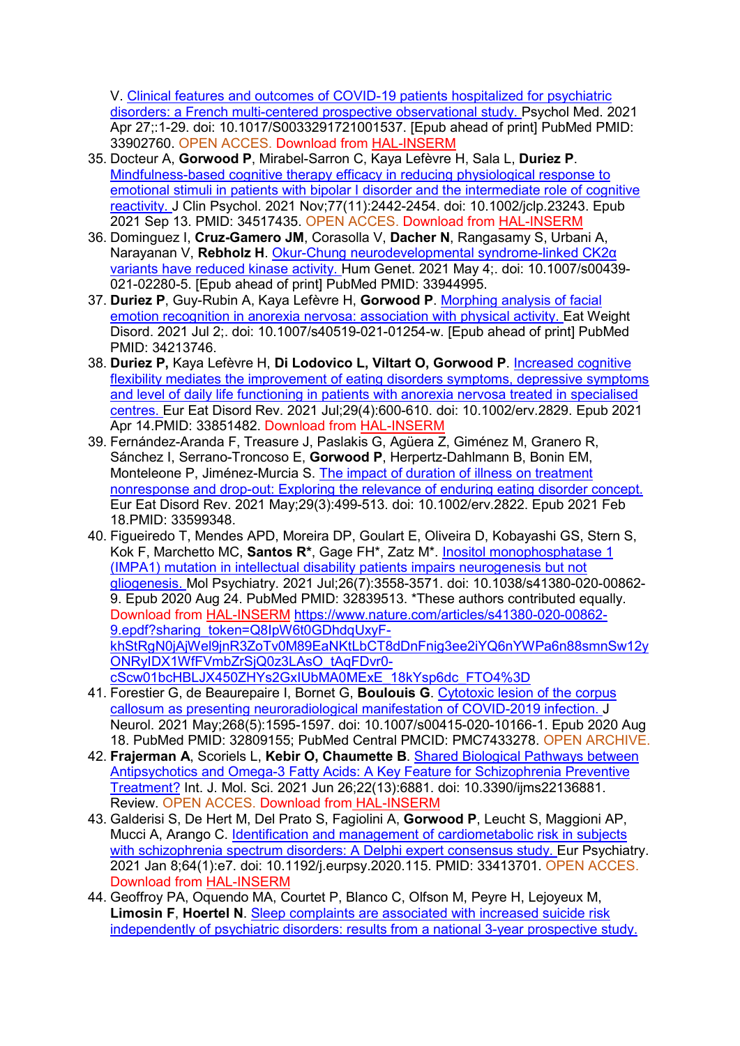V. Clinical features and outcomes of COVID-19 patients hospitalized for psychiatric disorders: a French multi-centered prospective observational study. Psychol Med. 2021 Apr 27;:1-29. doi: 10.1017/S0033291721001537. [Epub ahead of print] PubMed PMID: 33902760. OPEN ACCES. Download from HAL-INSERM

35. Docteur A, **Gorwood P**, Mirabel-Sarron C, Kaya Lefèvre H, Sala L, **Duriez P**. Mindfulness-based cognitive therapy efficacy in reducing physiological response to emotional stimuli in patients with bipolar I disorder and the intermediate role of cognitive reactivity. J Clin Psychol. 2021 Nov;77(11):2442-2454. doi: 10.1002/jclp.23243. Epub 2021 Sep 13. PMID: 34517435. OPEN ACCES. Download from HAL-INSERM
36. Dominguez I, **Cruz-Gamero JM**, Corasolla V, **Dacher N**, Rangasamy S, Urbani A, Narayanan V, **Rebholz H**. Okur-Chung neurodevelopmental syndrome-linked CK2α variants have reduced kinase activity. Hum Genet. 2021 May 4;. doi: 10.1007/s00439-021-02280-5. [Epub ahead of print] PubMed PMID: 33944995.
37. **Duriez P**, Guy-Rubin A, Kaya Lefèvre H, **Gorwood P**. Morphing analysis of facial emotion recognition in anorexia nervosa: association with physical activity. Eat Weight Disord. 2021 Jul 2;. doi: 10.1007/s40519-021-01254-w. [Epub ahead of print] PubMed PMID: 34213746.
38. **Duriez P,** Kaya Lefèvre H, **Di Lodovico L, Viltart O, Gorwood P**. Increased cognitive flexibility mediates the improvement of eating disorders symptoms, depressive symptoms and level of daily life functioning in patients with anorexia nervosa treated in specialised centres. Eur Eat Disord Rev. 2021 Jul;29(4):600-610. doi: 10.1002/erv.2829. Epub 2021 Apr 14.PMID: 33851482. Download from HAL-INSERM
39. Fernández-Aranda F, Treasure J, Paslakis G, Agüera Z, Giménez M, Granero R, Sánchez I, Serrano-Troncoso E, **Gorwood P**, Herpertz-Dahlmann B, Bonin EM, Monteleone P, Jiménez-Murcia S. The impact of duration of illness on treatment nonresponse and drop-out: Exploring the relevance of enduring eating disorder concept. Eur Eat Disord Rev. 2021 May;29(3):499-513. doi: 10.1002/erv.2822. Epub 2021 Feb 18.PMID: 33599348.
40. Figueiredo T, Mendes APD, Moreira DP, Goulart E, Oliveira D, Kobayashi GS, Stern S, Kok F, Marchetto MC, **Santos R***, Gage FH*, Zatz M*. Inositol monophosphatase 1 (IMPA1) mutation in intellectual disability patients impairs neurogenesis but not gliogenesis. Mol Psychiatry. 2021 Jul;26(7):3558-3571. doi: 10.1038/s41380-020-00862-9. Epub 2020 Aug 24. PubMed PMID: 32839513. *These authors contributed equally. Download from HAL-INSERM https://www.nature.com/articles/s41380-020-00862-9.epdf?sharing_token=Q8IpW6t0GDhdqUxyF-khStRgN0jAjWel9jnR3ZoTv0M89EaNKtLbCT8dDnFnig3ee2iYQ6nYWPa6n88smnSw12yONRyIDX1WfFVmbZrSjQ0z3LAsO_tAqFDvr0-cScw01bcHBLJX450ZHYs2GxIUbMA0MExE_18kYsp6dc_FTO4%3D
41. Forestier G, de Beaurepaire I, Bornet G, **Boulouis G**. Cytotoxic lesion of the corpus callosum as presenting neuroradiological manifestation of COVID-2019 infection. J Neurol. 2021 May;268(5):1595-1597. doi: 10.1007/s00415-020-10166-1. Epub 2020 Aug 18. PubMed PMID: 32809155; PubMed Central PMCID: PMC7433278. OPEN ARCHIVE.
42. **Frajerman A**, Scoriels L, **Kebir O, Chaumette B**. Shared Biological Pathways between Antipsychotics and Omega-3 Fatty Acids: A Key Feature for Schizophrenia Preventive Treatment? Int. J. Mol. Sci. 2021 Jun 26;22(13):6881. doi: 10.3390/ijms22136881. Review. OPEN ACCES. Download from HAL-INSERM
43. Galderisi S, De Hert M, Del Prato S, Fagiolini A, **Gorwood P**, Leucht S, Maggioni AP, Mucci A, Arango C. Identification and management of cardiometabolic risk in subjects with schizophrenia spectrum disorders: A Delphi expert consensus study. Eur Psychiatry. 2021 Jan 8;64(1):e7. doi: 10.1192/j.eurpsy.2020.115. PMID: 33413701. OPEN ACCES. Download from HAL-INSERM
44. Geoffroy PA, Oquendo MA, Courtet P, Blanco C, Olfson M, Peyre H, Lejoyeux M, **Limosin F**, **Hoertel N**. Sleep complaints are associated with increased suicide risk independently of psychiatric disorders: results from a national 3-year prospective study.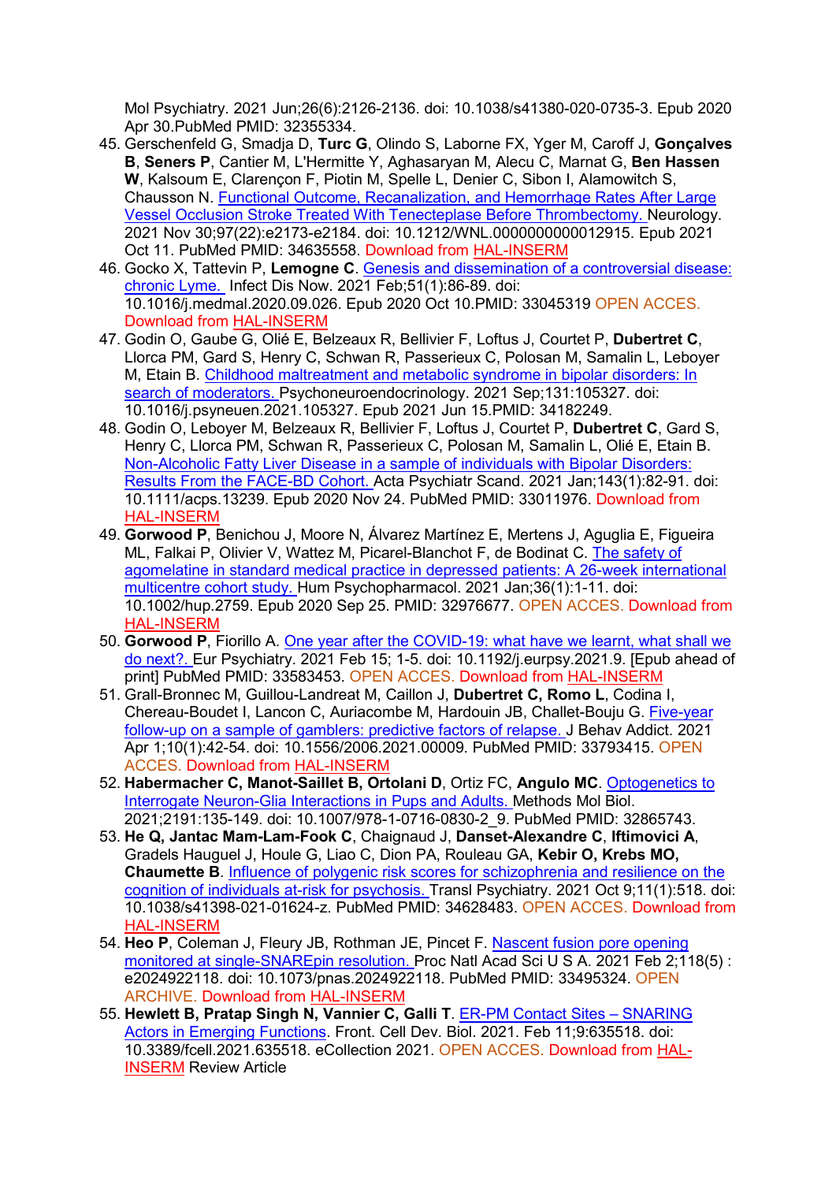Mol Psychiatry. 2021 Jun;26(6):2126-2136. doi: 10.1038/s41380-020-0735-3. Epub 2020 Apr 30.PubMed PMID: 32355334.

45. Gerschenfeld G, Smadja D, **Turc G**, Olindo S, Laborne FX, Yger M, Caroff J, **Gonçalves B**, **Seners P**, Cantier M, L'Hermitte Y, Aghasaryan M, Alecu C, Marnat G, **Ben Hassen W**, Kalsoum E, Clarençon F, Piotin M, Spelle L, Denier C, Sibon I, Alamowitch S, Chausson N. Functional Outcome, Recanalization, and Hemorrhage Rates After Large Vessel Occlusion Stroke Treated With Tenecteplase Before Thrombectomy. Neurology. 2021 Nov 30;97(22):e2173-e2184. doi: 10.1212/WNL.0000000000012915. Epub 2021 Oct 11. PubMed PMID: 34635558. Download from HAL-INSERM
46. Gocko X, Tattevin P, **Lemogne C**. Genesis and dissemination of a controversial disease: chronic Lyme. Infect Dis Now. 2021 Feb;51(1):86-89. doi: 10.1016/j.medmal.2020.09.026. Epub 2020 Oct 10.PMID: 33045319 OPEN ACCES. Download from HAL-INSERM
47. Godin O, Gaube G, Olié E, Belzeaux R, Bellivier F, Loftus J, Courtet P, **Dubertret C**, Llorca PM, Gard S, Henry C, Schwan R, Passerieux C, Polosan M, Samalin L, Leboyer M, Etain B. Childhood maltreatment and metabolic syndrome in bipolar disorders: In search of moderators. Psychoneuroendocrinology. 2021 Sep;131:105327. doi: 10.1016/j.psyneuen.2021.105327. Epub 2021 Jun 15.PMID: 34182249.
48. Godin O, Leboyer M, Belzeaux R, Bellivier F, Loftus J, Courtet P, **Dubertret C**, Gard S, Henry C, Llorca PM, Schwan R, Passerieux C, Polosan M, Samalin L, Olié E, Etain B. Non-Alcoholic Fatty Liver Disease in a sample of individuals with Bipolar Disorders: Results From the FACE-BD Cohort. Acta Psychiatr Scand. 2021 Jan;143(1):82-91. doi: 10.1111/acps.13239. Epub 2020 Nov 24. PubMed PMID: 33011976. Download from HAL-INSERM
49. **Gorwood P**, Benichou J, Moore N, Álvarez Martínez E, Mertens J, Aguglia E, Figueira ML, Falkai P, Olivier V, Wattez M, Picarel-Blanchot F, de Bodinat C. The safety of agomelatine in standard medical practice in depressed patients: A 26-week international multicentre cohort study. Hum Psychopharmacol. 2021 Jan;36(1):1-11. doi: 10.1002/hup.2759. Epub 2020 Sep 25. PMID: 32976677. OPEN ACCES. Download from HAL-INSERM
50. **Gorwood P**, Fiorillo A. One year after the COVID-19: what have we learnt, what shall we do next?. Eur Psychiatry. 2021 Feb 15; 1-5. doi: 10.1192/j.eurpsy.2021.9. [Epub ahead of print] PubMed PMID: 33583453. OPEN ACCES. Download from HAL-INSERM
51. Grall-Bronnec M, Guillou-Landreat M, Caillon J, **Dubertret C, Romo L**, Codina I, Chereau-Boudet I, Lancon C, Auriacombe M, Hardouin JB, Challet-Bouju G. Five-year follow-up on a sample of gamblers: predictive factors of relapse. J Behav Addict. 2021 Apr 1;10(1):42-54. doi: 10.1556/2006.2021.00009. PubMed PMID: 33793415. OPEN ACCES. Download from HAL-INSERM
52. **Habermacher C, Manot-Saillet B, Ortolani D**, Ortiz FC, **Angulo MC**. Optogenetics to Interrogate Neuron-Glia Interactions in Pups and Adults. Methods Mol Biol. 2021;2191:135-149. doi: 10.1007/978-1-0716-0830-2_9. PubMed PMID: 32865743.
53. **He Q, Jantac Mam-Lam-Fook C**, Chaignaud J, **Danset-Alexandre C**, **Iftimovici A**, Gradels Hauguel J, Houle G, Liao C, Dion PA, Rouleau GA, **Kebir O, Krebs MO, Chaumette B**. Influence of polygenic risk scores for schizophrenia and resilience on the cognition of individuals at-risk for psychosis. Transl Psychiatry. 2021 Oct 9;11(1):518. doi: 10.1038/s41398-021-01624-z. PubMed PMID: 34628483. OPEN ACCES. Download from HAL-INSERM
54. **Heo P**, Coleman J, Fleury JB, Rothman JE, Pincet F. Nascent fusion pore opening monitored at single-SNAREpin resolution. Proc Natl Acad Sci U S A. 2021 Feb 2;118(5) : e2024922118. doi: 10.1073/pnas.2024922118. PubMed PMID: 33495324. OPEN ARCHIVE. Download from HAL-INSERM
55. **Hewlett B, Pratap Singh N, Vannier C, Galli T**. ER-PM Contact Sites – SNARING Actors in Emerging Functions. Front. Cell Dev. Biol. 2021. Feb 11;9:635518. doi: 10.3389/fcell.2021.635518. eCollection 2021. OPEN ACCES. Download from HAL-INSERM Review Article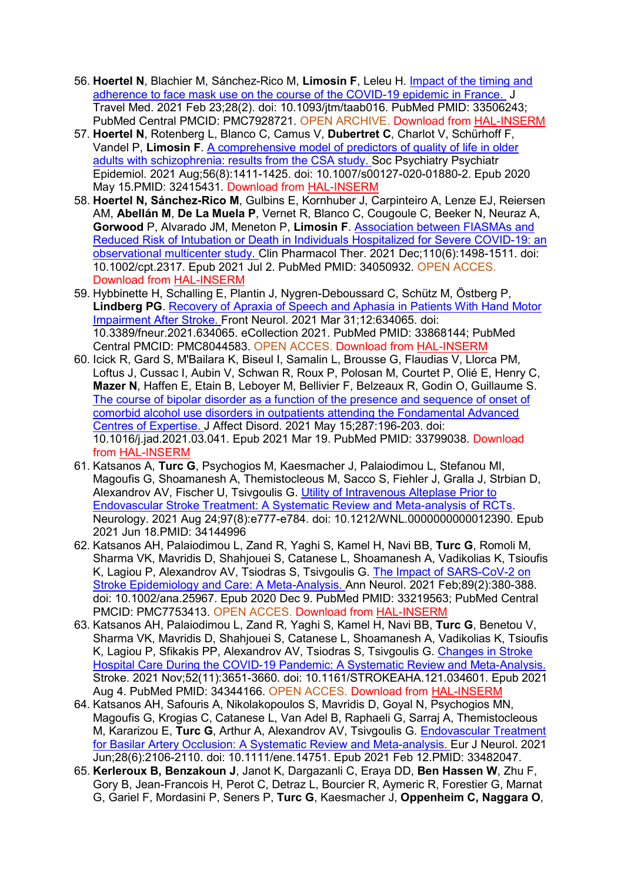56. **Hoertel N**, Blachier M, Sánchez-Rico M, **Limosin F**, Leleu H. Impact of the timing and adherence to face mask use on the course of the COVID-19 epidemic in France. J Travel Med. 2021 Feb 23;28(2). doi: 10.1093/jtm/taab016. PubMed PMID: 33506243; PubMed Central PMCID: PMC7928721. OPEN ARCHIVE. Download from HAL-INSERM
57. **Hoertel N**, Rotenberg L, Blanco C, Camus V, **Dubertret C**, Charlot V, Schürhoff F, Vandel P, **Limosin F**. A comprehensive model of predictors of quality of life in older adults with schizophrenia: results from the CSA study. Soc Psychiatry Psychiatr Epidemiol. 2021 Aug;56(8):1411-1425. doi: 10.1007/s00127-020-01880-2. Epub 2020 May 15.PMID: 32415431. Download from HAL-INSERM
58. **Hoertel N, Sánchez-Rico M**, Gulbins E, Kornhuber J, Carpinteiro A, Lenze EJ, Reiersen AM, **Abellán M**, **De La Muela P**, Vernet R, Blanco C, Cougoule C, Beeker N, Neuraz A, **Gorwood** P, Alvarado JM, Meneton P, **Limosin F**. Association between FIASMAs and Reduced Risk of Intubation or Death in Individuals Hospitalized for Severe COVID-19: an observational multicenter study. Clin Pharmacol Ther. 2021 Dec;110(6):1498-1511. doi: 10.1002/cpt.2317. Epub 2021 Jul 2. PubMed PMID: 34050932. OPEN ACCES. Download from HAL-INSERM
59. Hybbinette H, Schalling E, Plantin J, Nygren-Deboussard C, Schütz M, Östberg P, **Lindberg PG**. Recovery of Apraxia of Speech and Aphasia in Patients With Hand Motor Impairment After Stroke. Front Neurol. 2021 Mar 31;12:634065. doi: 10.3389/fneur.2021.634065. eCollection 2021. PubMed PMID: 33868144; PubMed Central PMCID: PMC8044583. OPEN ACCES. Download from HAL-INSERM
60. Icick R, Gard S, M'Bailara K, Biseul I, Samalin L, Brousse G, Flaudias V, Llorca PM, Loftus J, Cussac I, Aubin V, Schwan R, Roux P, Polosan M, Courtet P, Olié E, Henry C, **Mazer N**, Haffen E, Etain B, Leboyer M, Bellivier F, Belzeaux R, Godin O, Guillaume S. The course of bipolar disorder as a function of the presence and sequence of onset of comorbid alcohol use disorders in outpatients attending the Fondamental Advanced Centres of Expertise. J Affect Disord. 2021 May 15;287:196-203. doi: 10.1016/j.jad.2021.03.041. Epub 2021 Mar 19. PubMed PMID: 33799038. Download from HAL-INSERM
61. Katsanos A, **Turc G**, Psychogios M, Kaesmacher J, Palaiodimou L, Stefanou MI, Magoufis G, Shoamanesh A, Themistocleous M, Sacco S, Fiehler J, Gralla J, Strbian D, Alexandrov AV, Fischer U, Tsivgoulis G. Utility of Intravenous Alteplase Prior to Endovascular Stroke Treatment: A Systematic Review and Meta-analysis of RCTs. Neurology. 2021 Aug 24;97(8):e777-e784. doi: 10.1212/WNL.0000000000012390. Epub 2021 Jun 18.PMID: 34144996
62. Katsanos AH, Palaiodimou L, Zand R, Yaghi S, Kamel H, Navi BB, **Turc G**, Romoli M, Sharma VK, Mavridis D, Shahjouei S, Catanese L, Shoamanesh A, Vadikolias K, Tsioufis K, Lagiou P, Alexandrov AV, Tsiodras S, Tsivgoulis G. The Impact of SARS-CoV-2 on Stroke Epidemiology and Care: A Meta-Analysis. Ann Neurol. 2021 Feb;89(2):380-388. doi: 10.1002/ana.25967. Epub 2020 Dec 9. PubMed PMID: 33219563; PubMed Central PMCID: PMC7753413. OPEN ACCES. Download from HAL-INSERM
63. Katsanos AH, Palaiodimou L, Zand R, Yaghi S, Kamel H, Navi BB, **Turc G**, Benetou V, Sharma VK, Mavridis D, Shahjouei S, Catanese L, Shoamanesh A, Vadikolias K, Tsioufis K, Lagiou P, Sfikakis PP, Alexandrov AV, Tsiodras S, Tsivgoulis G. Changes in Stroke Hospital Care During the COVID-19 Pandemic: A Systematic Review and Meta-Analysis. Stroke. 2021 Nov;52(11):3651-3660. doi: 10.1161/STROKEAHA.121.034601. Epub 2021 Aug 4. PubMed PMID: 34344166. OPEN ACCES. Download from HAL-INSERM
64. Katsanos AH, Safouris A, Nikolakopoulos S, Mavridis D, Goyal N, Psychogios MN, Magoufis G, Krogias C, Catanese L, Van Adel B, Raphaeli G, Sarraj A, Themistocleous M, Kararizou E, **Turc G**, Arthur A, Alexandrov AV, Tsivgoulis G. Endovascular Treatment for Basilar Artery Occlusion: A Systematic Review and Meta-analysis. Eur J Neurol. 2021 Jun;28(6):2106-2110. doi: 10.1111/ene.14751. Epub 2021 Feb 12.PMID: 33482047.
65. **Kerleroux B, Benzakoun J**, Janot K, Dargazanli C, Eraya DD, **Ben Hassen W**, Zhu F, Gory B, Jean-Francois H, Perot C, Detraz L, Bourcier R, Aymeric R, Forestier G, Marnat G, Gariel F, Mordasini P, Seners P, **Turc G**, Kaesmacher J, **Oppenheim C, Naggara O**,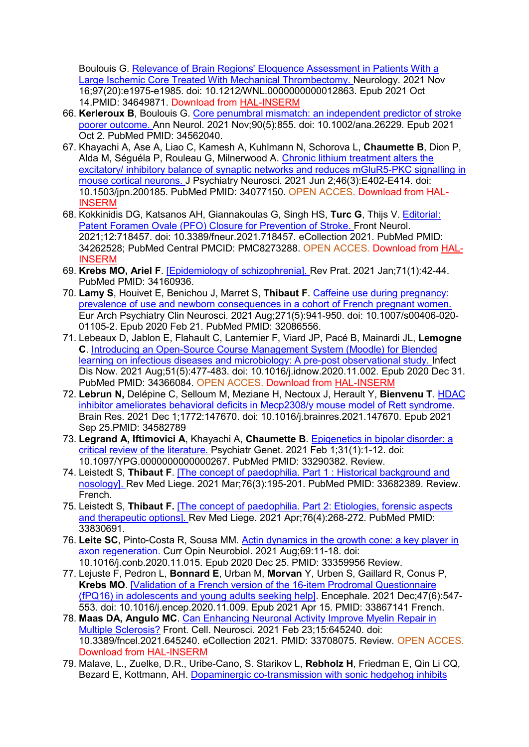Boulouis G. Relevance of Brain Regions' Eloquence Assessment in Patients With a Large Ischemic Core Treated With Mechanical Thrombectomy. Neurology. 2021 Nov 16;97(20):e1975-e1985. doi: 10.1212/WNL.0000000000012863. Epub 2021 Oct 14.PMID: 34649871. Download from HAL-INSERM

66. **Kerleroux B**, Boulouis G. Core penumbral mismatch: an independent predictor of stroke poorer outcome. Ann Neurol. 2021 Nov;90(5):855. doi: 10.1002/ana.26229. Epub 2021 Oct 2. PubMed PMID: 34562040.
67. Khayachi A, Ase A, Liao C, Kamesh A, Kuhlmann N, Schorova L, **Chaumette B**, Dion P, Alda M, Séguéla P, Rouleau G, Milnerwood A. Chronic lithium treatment alters the excitatory/ inhibitory balance of synaptic networks and reduces mGluR5-PKC signalling in mouse cortical neurons. J Psychiatry Neurosci. 2021 Jun 2;46(3):E402-E414. doi: 10.1503/jpn.200185. PubMed PMID: 34077150. OPEN ACCES. Download from HAL-INSERM
68. Kokkinidis DG, Katsanos AH, Giannakoulas G, Singh HS, **Turc G**, Thijs V. Editorial: Patent Foramen Ovale (PFO) Closure for Prevention of Stroke. Front Neurol. 2021;12:718457. doi: 10.3389/fneur.2021.718457. eCollection 2021. PubMed PMID: 34262528; PubMed Central PMCID: PMC8273288. OPEN ACCES. Download from HAL-INSERM
69. **Krebs MO, Ariel F**. [Epidemiology of schizophrenia]. Rev Prat. 2021 Jan;71(1):42-44. PubMed PMID: 34160936.
70. **Lamy S**, Houivet E, Benichou J, Marret S, **Thibaut F**. Caffeine use during pregnancy: prevalence of use and newborn consequences in a cohort of French pregnant women. Eur Arch Psychiatry Clin Neurosci. 2021 Aug;271(5):941-950. doi: 10.1007/s00406-020-01105-2. Epub 2020 Feb 21. PubMed PMID: 32086556.
71. Lebeaux D, Jablon E, Flahault C, Lanternier F, Viard JP, Pacé B, Mainardi JL, **Lemogne C**. Introducing an Open-Source Course Management System (Moodle) for Blended learning on infectious diseases and microbiology: A pre-post observational study. Infect Dis Now. 2021 Aug;51(5):477-483. doi: 10.1016/j.idnow.2020.11.002. Epub 2020 Dec 31. PubMed PMID: 34366084. OPEN ACCES. Download from HAL-INSERM
72. **Lebrun N,** Delépine C, Selloum M, Meziane H, Nectoux J, Herault Y, **Bienvenu T**. HDAC inhibitor ameliorates behavioral deficits in Mecp2308/y mouse model of Rett syndrome. Brain Res. 2021 Dec 1;1772:147670. doi: 10.1016/j.brainres.2021.147670. Epub 2021 Sep 25.PMID: 34582789
73. **Legrand A, Iftimovici A**, Khayachi A, **Chaumette B**. Epigenetics in bipolar disorder: a critical review of the literature. Psychiatr Genet. 2021 Feb 1;31(1):1-12. doi: 10.1097/YPG.0000000000000267. PubMed PMID: 33290382. Review.
74. Leistedt S, **Thibaut F**. [The concept of paedophilia. Part 1 : Historical background and nosology]. Rev Med Liege. 2021 Mar;76(3):195-201. PubMed PMID: 33682389. Review. French.
75. Leistedt S, **Thibaut F.** [The concept of paedophilia. Part 2: Etiologies, forensic aspects and therapeutic options]. Rev Med Liege. 2021 Apr;76(4):268-272. PubMed PMID: 33830691.
76. **Leite SC**, Pinto-Costa R, Sousa MM. Actin dynamics in the growth cone: a key player in axon regeneration. Curr Opin Neurobiol. 2021 Aug;69:11-18. doi: 10.1016/j.conb.2020.11.015. Epub 2020 Dec 25. PMID: 33359956 Review.
77. Lejuste F, Pedron L, **Bonnard E**, Urban M, **Morvan** Y, Urben S, Gaillard R, Conus P, **Krebs MO**. [Validation of a French version of the 16-item Prodromal Questionnaire (fPQ16) in adolescents and young adults seeking help]. Encephale. 2021 Dec;47(6):547-553. doi: 10.1016/j.encep.2020.11.009. Epub 2021 Apr 15. PMID: 33867141 French.
78. **Maas DA, Angulo MC**. Can Enhancing Neuronal Activity Improve Myelin Repair in Multiple Sclerosis? Front. Cell. Neurosci. 2021 Feb 23;15:645240. doi: 10.3389/fncel.2021.645240. eCollection 2021. PMID: 33708075. Review. OPEN ACCES. Download from HAL-INSERM
79. Malave, L., Zuelke, D.R., Uribe-Cano, S. Starikov L, **Rebholz H**, Friedman E, Qin Li CQ, Bezard E, Kottmann, AH. Dopaminergic co-transmission with sonic hedgehog inhibits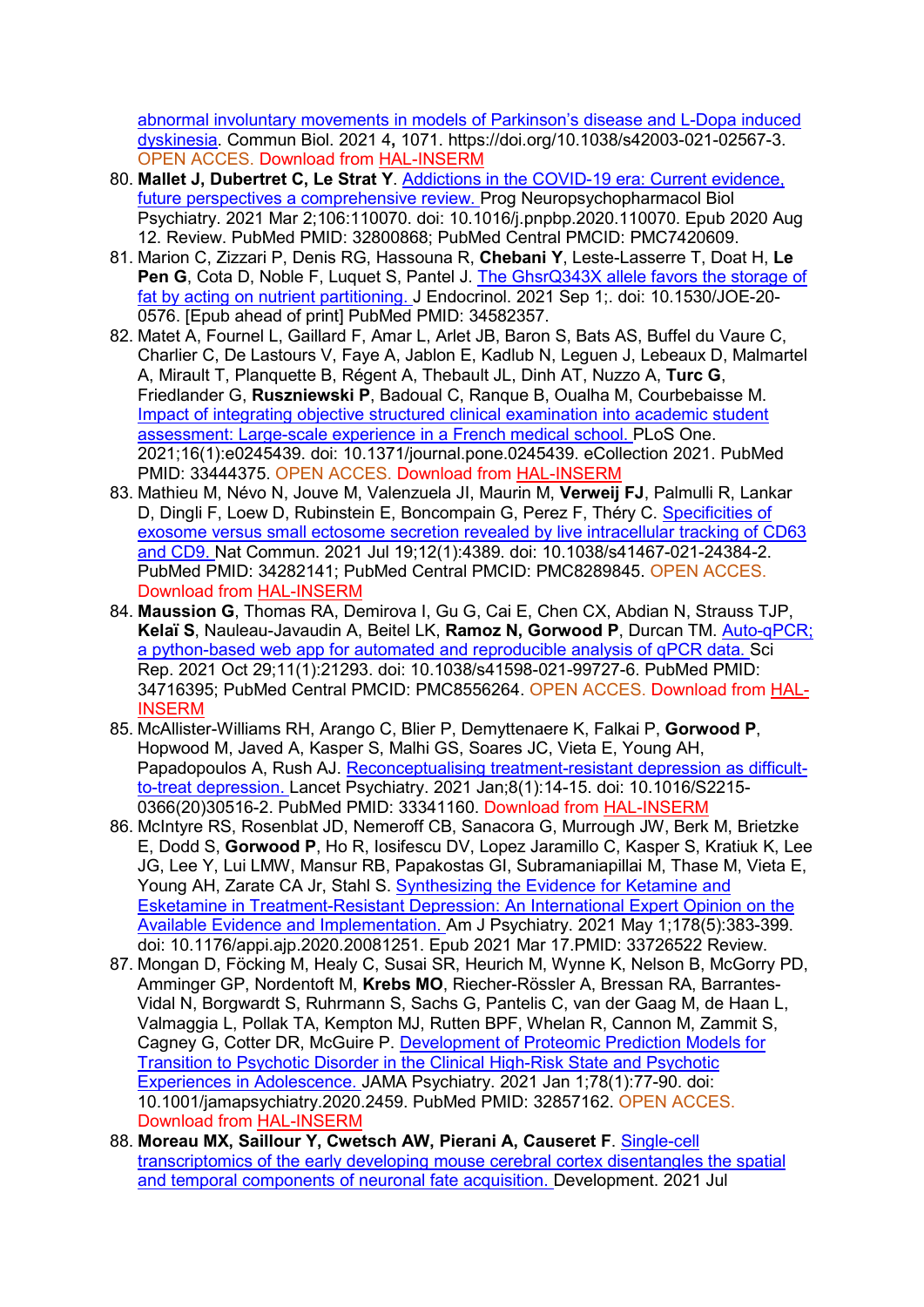abnormal involuntary movements in models of Parkinson's disease and L-Dopa induced dyskinesia. Commun Biol. 2021 4**,** 1071. https://doi.org/10.1038/s42003-021-02567-3. OPEN ACCES. Download from HAL-INSERM

80. **Mallet J, Dubertret C, Le Strat Y**. Addictions in the COVID-19 era: Current evidence, future perspectives a comprehensive review. Prog Neuropsychopharmacol Biol Psychiatry. 2021 Mar 2;106:110070. doi: 10.1016/j.pnpbp.2020.110070. Epub 2020 Aug 12. Review. PubMed PMID: 32800868; PubMed Central PMCID: PMC7420609.
81. Marion C, Zizzari P, Denis RG, Hassouna R, **Chebani Y**, Leste-Lasserre T, Doat H, **Le Pen G**, Cota D, Noble F, Luquet S, Pantel J. The GhsrQ343X allele favors the storage of fat by acting on nutrient partitioning. J Endocrinol. 2021 Sep 1;. doi: 10.1530/JOE-20-0576. [Epub ahead of print] PubMed PMID: 34582357.
82. Matet A, Fournel L, Gaillard F, Amar L, Arlet JB, Baron S, Bats AS, Buffel du Vaure C, Charlier C, De Lastours V, Faye A, Jablon E, Kadlub N, Leguen J, Lebeaux D, Malmartel A, Mirault T, Planquette B, Régent A, Thebault JL, Dinh AT, Nuzzo A, **Turc G**, Friedlander G, **Ruszniewski P**, Badoual C, Ranque B, Oualha M, Courbebaisse M. Impact of integrating objective structured clinical examination into academic student assessment: Large-scale experience in a French medical school. PLoS One. 2021;16(1):e0245439. doi: 10.1371/journal.pone.0245439. eCollection 2021. PubMed PMID: 33444375. OPEN ACCES. Download from HAL-INSERM
83. Mathieu M, Névo N, Jouve M, Valenzuela JI, Maurin M, **Verweij FJ**, Palmulli R, Lankar D, Dingli F, Loew D, Rubinstein E, Boncompain G, Perez F, Théry C. Specificities of exosome versus small ectosome secretion revealed by live intracellular tracking of CD63 and CD9. Nat Commun. 2021 Jul 19;12(1):4389. doi: 10.1038/s41467-021-24384-2. PubMed PMID: 34282141; PubMed Central PMCID: PMC8289845. OPEN ACCES. Download from HAL-INSERM
84. **Maussion G**, Thomas RA, Demirova I, Gu G, Cai E, Chen CX, Abdian N, Strauss TJP, **Kelaï S**, Nauleau-Javaudin A, Beitel LK, **Ramoz N, Gorwood P**, Durcan TM. Auto-qPCR; a python-based web app for automated and reproducible analysis of qPCR data. Sci Rep. 2021 Oct 29;11(1):21293. doi: 10.1038/s41598-021-99727-6. PubMed PMID: 34716395; PubMed Central PMCID: PMC8556264. OPEN ACCES. Download from HAL-INSERM
85. McAllister-Williams RH, Arango C, Blier P, Demyttenaere K, Falkai P, **Gorwood P**, Hopwood M, Javed A, Kasper S, Malhi GS, Soares JC, Vieta E, Young AH, Papadopoulos A, Rush AJ. Reconceptualising treatment-resistant depression as difficult-to-treat depression. Lancet Psychiatry. 2021 Jan;8(1):14-15. doi: 10.1016/S2215-0366(20)30516-2. PubMed PMID: 33341160. Download from HAL-INSERM
86. McIntyre RS, Rosenblat JD, Nemeroff CB, Sanacora G, Murrough JW, Berk M, Brietzke E, Dodd S, **Gorwood P**, Ho R, Iosifescu DV, Lopez Jaramillo C, Kasper S, Kratiuk K, Lee JG, Lee Y, Lui LMW, Mansur RB, Papakostas GI, Subramaniapillai M, Thase M, Vieta E, Young AH, Zarate CA Jr, Stahl S. Synthesizing the Evidence for Ketamine and Esketamine in Treatment-Resistant Depression: An International Expert Opinion on the Available Evidence and Implementation. Am J Psychiatry. 2021 May 1;178(5):383-399. doi: 10.1176/appi.ajp.2020.20081251. Epub 2021 Mar 17.PMID: 33726522 Review.
87. Mongan D, Föcking M, Healy C, Susai SR, Heurich M, Wynne K, Nelson B, McGorry PD, Amminger GP, Nordentoft M, **Krebs MO**, Riecher-Rössler A, Bressan RA, Barrantes-Vidal N, Borgwardt S, Ruhrmann S, Sachs G, Pantelis C, van der Gaag M, de Haan L, Valmaggia L, Pollak TA, Kempton MJ, Rutten BPF, Whelan R, Cannon M, Zammit S, Cagney G, Cotter DR, McGuire P. Development of Proteomic Prediction Models for Transition to Psychotic Disorder in the Clinical High-Risk State and Psychotic Experiences in Adolescence. JAMA Psychiatry. 2021 Jan 1;78(1):77-90. doi: 10.1001/jamapsychiatry.2020.2459. PubMed PMID: 32857162. OPEN ACCES. Download from HAL-INSERM
88. **Moreau MX, Saillour Y, Cwetsch AW, Pierani A, Causeret F**. Single-cell transcriptomics of the early developing mouse cerebral cortex disentangles the spatial and temporal components of neuronal fate acquisition. Development. 2021 Jul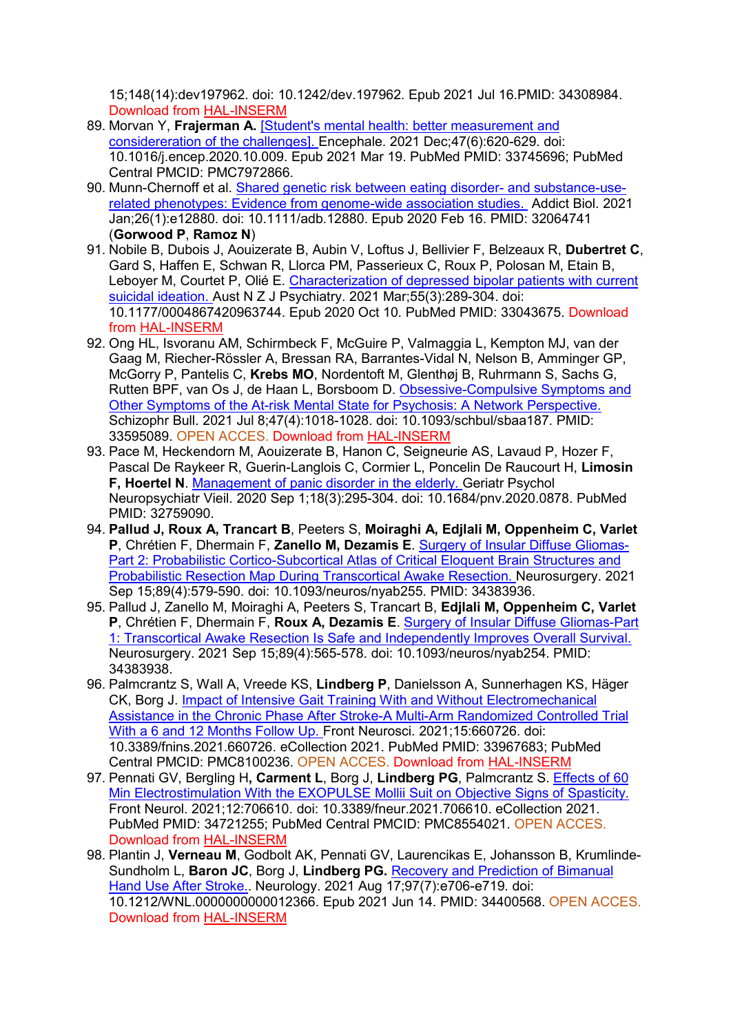15;148(14):dev197962. doi: 10.1242/dev.197962. Epub 2021 Jul 16.PMID: 34308984. Download from HAL-INSERM

89. Morvan Y, **Frajerman A.** [Student's mental health: better measurement and considereration of the challenges]. Encephale. 2021 Dec;47(6):620-629. doi: 10.1016/j.encep.2020.10.009. Epub 2021 Mar 19. PubMed PMID: 33745696; PubMed Central PMCID: PMC7972866.
90. Munn-Chernoff et al. Shared genetic risk between eating disorder- and substance-use-related phenotypes: Evidence from genome-wide association studies. Addict Biol. 2021 Jan;26(1):e12880. doi: 10.1111/adb.12880. Epub 2020 Feb 16. PMID: 32064741 (**Gorwood P**, **Ramoz N**)
91. Nobile B, Dubois J, Aouizerate B, Aubin V, Loftus J, Bellivier F, Belzeaux R, **Dubertret C**, Gard S, Haffen E, Schwan R, Llorca PM, Passerieux C, Roux P, Polosan M, Etain B, Leboyer M, Courtet P, Olié E. Characterization of depressed bipolar patients with current suicidal ideation. Aust N Z J Psychiatry. 2021 Mar;55(3):289-304. doi: 10.1177/0004867420963744. Epub 2020 Oct 10. PubMed PMID: 33043675. Download from HAL-INSERM
92. Ong HL, Isvoranu AM, Schirmbeck F, McGuire P, Valmaggia L, Kempton MJ, van der Gaag M, Riecher-Rössler A, Bressan RA, Barrantes-Vidal N, Nelson B, Amminger GP, McGorry P, Pantelis C, **Krebs MO**, Nordentoft M, Glenthøj B, Ruhrmann S, Sachs G, Rutten BPF, van Os J, de Haan L, Borsboom D. Obsessive-Compulsive Symptoms and Other Symptoms of the At-risk Mental State for Psychosis: A Network Perspective. Schizophr Bull. 2021 Jul 8;47(4):1018-1028. doi: 10.1093/schbul/sbaa187. PMID: 33595089. OPEN ACCES. Download from HAL-INSERM
93. Pace M, Heckendorn M, Aouizerate B, Hanon C, Seigneurie AS, Lavaud P, Hozer F, Pascal De Raykeer R, Guerin-Langlois C, Cormier L, Poncelin De Raucourt H, **Limosin F, Hoertel N**. Management of panic disorder in the elderly. Geriatr Psychol Neuropsychiatr Vieil. 2020 Sep 1;18(3):295-304. doi: 10.1684/pnv.2020.0878. PubMed PMID: 32759090.
94. **Pallud J, Roux A, Trancart B**, Peeters S, **Moiraghi A, Edjlali M, Oppenheim C, Varlet P**, Chrétien F, Dhermain F, **Zanello M, Dezamis E**. Surgery of Insular Diffuse Gliomas-Part 2: Probabilistic Cortico-Subcortical Atlas of Critical Eloquent Brain Structures and Probabilistic Resection Map During Transcortical Awake Resection. Neurosurgery. 2021 Sep 15;89(4):579-590. doi: 10.1093/neuros/nyab255. PMID: 34383936.
95. Pallud J, Zanello M, Moiraghi A, Peeters S, Trancart B, **Edjlali M, Oppenheim C, Varlet P**, Chrétien F, Dhermain F, **Roux A, Dezamis E**. Surgery of Insular Diffuse Gliomas-Part 1: Transcortical Awake Resection Is Safe and Independently Improves Overall Survival. Neurosurgery. 2021 Sep 15;89(4):565-578. doi: 10.1093/neuros/nyab254. PMID: 34383938.
96. Palmcrantz S, Wall A, Vreede KS, **Lindberg P**, Danielsson A, Sunnerhagen KS, Häger CK, Borg J. Impact of Intensive Gait Training With and Without Electromechanical Assistance in the Chronic Phase After Stroke-A Multi-Arm Randomized Controlled Trial With a 6 and 12 Months Follow Up. Front Neurosci. 2021;15:660726. doi: 10.3389/fnins.2021.660726. eCollection 2021. PubMed PMID: 33967683; PubMed Central PMCID: PMC8100236. OPEN ACCES. Download from HAL-INSERM
97. Pennati GV, Bergling H, **Carment L**, Borg J, **Lindberg PG**, Palmcrantz S. Effects of 60 Min Electrostimulation With the EXOPULSE Mollii Suit on Objective Signs of Spasticity. Front Neurol. 2021;12:706610. doi: 10.3389/fneur.2021.706610. eCollection 2021. PubMed PMID: 34721255; PubMed Central PMCID: PMC8554021. OPEN ACCES. Download from HAL-INSERM
98. Plantin J, **Verneau M**, Godbolt AK, Pennati GV, Laurencikas E, Johansson B, Krumlinde-Sundholm L, **Baron JC**, Borg J, **Lindberg PG.** Recovery and Prediction of Bimanual Hand Use After Stroke.. Neurology. 2021 Aug 17;97(7):e706-e719. doi: 10.1212/WNL.0000000000012366. Epub 2021 Jun 14. PMID: 34400568. OPEN ACCES. Download from HAL-INSERM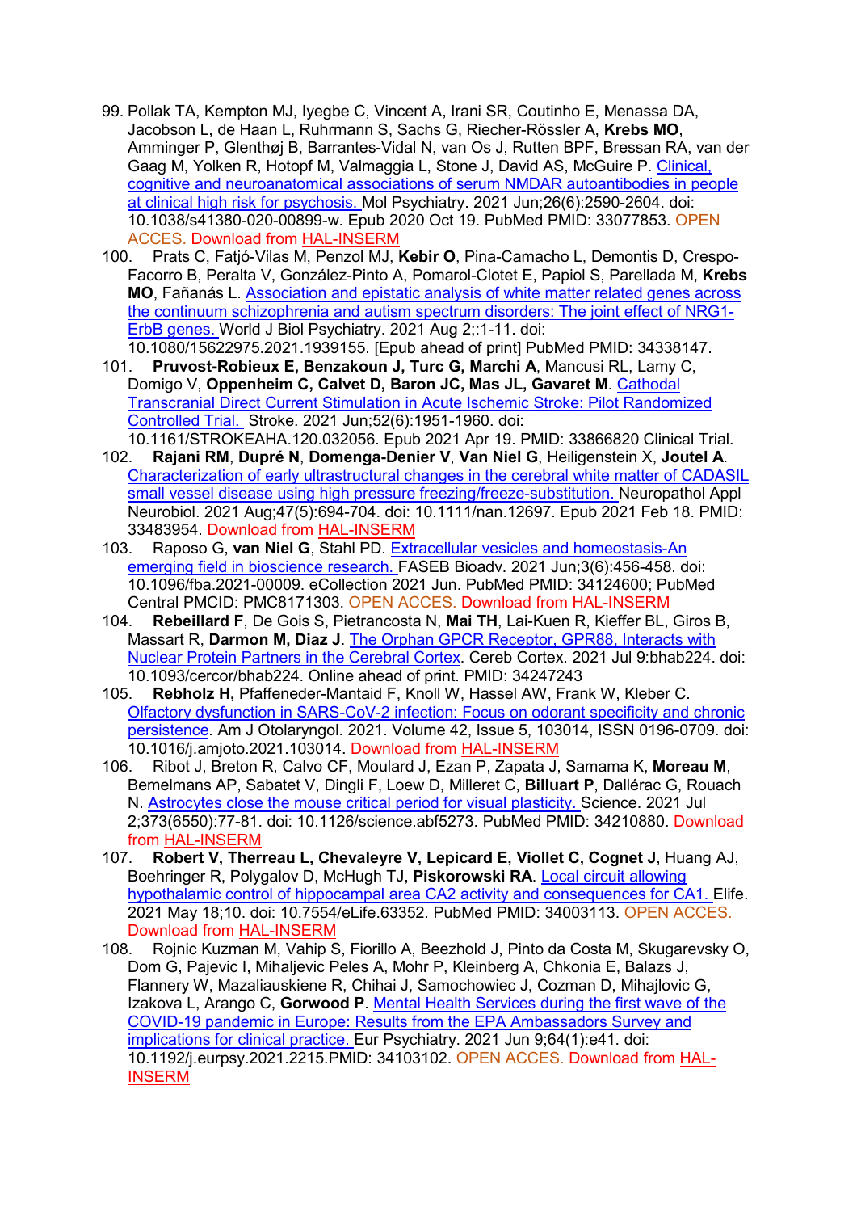99. Pollak TA, Kempton MJ, Iyegbe C, Vincent A, Irani SR, Coutinho E, Menassa DA, Jacobson L, de Haan L, Ruhrmann S, Sachs G, Riecher-Rössler A, **Krebs MO**, Amminger P, Glenthøj B, Barrantes-Vidal N, van Os J, Rutten BPF, Bressan RA, van der Gaag M, Yolken R, Hotopf M, Valmaggia L, Stone J, David AS, McGuire P. Clinical, cognitive and neuroanatomical associations of serum NMDAR autoantibodies in people at clinical high risk for psychosis. Mol Psychiatry. 2021 Jun;26(6):2590-2604. doi: 10.1038/s41380-020-00899-w. Epub 2020 Oct 19. PubMed PMID: 33077853. OPEN ACCES. Download from HAL-INSERM
100. Prats C, Fatjó-Vilas M, Penzol MJ, **Kebir O**, Pina-Camacho L, Demontis D, Crespo-Facorro B, Peralta V, González-Pinto A, Pomarol-Clotet E, Papiol S, Parellada M, **Krebs MO**, Fañanás L. Association and epistatic analysis of white matter related genes across the continuum schizophrenia and autism spectrum disorders: The joint effect of NRG1-ErbB genes. World J Biol Psychiatry. 2021 Aug 2;:1-11. doi: 10.1080/15622975.2021.1939155. [Epub ahead of print] PubMed PMID: 34338147.
101. **Pruvost-Robieux E, Benzakoun J, Turc G, Marchi A**, Mancusi RL, Lamy C, Domigo V, **Oppenheim C, Calvet D, Baron JC, Mas JL, Gavaret M**. Cathodal Transcranial Direct Current Stimulation in Acute Ischemic Stroke: Pilot Randomized Controlled Trial. Stroke. 2021 Jun;52(6):1951-1960. doi: 10.1161/STROKEAHA.120.032056. Epub 2021 Apr 19. PMID: 33866820 Clinical Trial.
102. **Rajani RM, Dupré N, Domenga-Denier V, Van Niel G**, Heiligenstein X, **Joutel A**. Characterization of early ultrastructural changes in the cerebral white matter of CADASIL small vessel disease using high pressure freezing/freeze-substitution. Neuropathol Appl Neurobiol. 2021 Aug;47(5):694-704. doi: 10.1111/nan.12697. Epub 2021 Feb 18. PMID: 33483954. Download from HAL-INSERM
103. Raposo G, **van Niel G**, Stahl PD. Extracellular vesicles and homeostasis-An emerging field in bioscience research. FASEB Bioadv. 2021 Jun;3(6):456-458. doi: 10.1096/fba.2021-00009. eCollection 2021 Jun. PubMed PMID: 34124600; PubMed Central PMCID: PMC8171303. OPEN ACCES. Download from HAL-INSERM
104. **Rebeillard F**, De Gois S, Pietrancosta N, **Mai TH**, Lai-Kuen R, Kieffer BL, Giros B, Massart R, **Darmon M, Diaz J**. The Orphan GPCR Receptor, GPR88, Interacts with Nuclear Protein Partners in the Cerebral Cortex. Cereb Cortex. 2021 Jul 9:bhab224. doi: 10.1093/cercor/bhab224. Online ahead of print. PMID: 34247243
105. **Rebholz H,** Pfaffeneder-Mantaid F, Knoll W, Hassel AW, Frank W, Kleber C. Olfactory dysfunction in SARS-CoV-2 infection: Focus on odorant specificity and chronic persistence. Am J Otolaryngol. 2021. Volume 42, Issue 5, 103014, ISSN 0196-0709. doi: 10.1016/j.amjoto.2021.103014. Download from HAL-INSERM
106. Ribot J, Breton R, Calvo CF, Moulard J, Ezan P, Zapata J, Samama K, **Moreau M**, Bemelmans AP, Sabatet V, Dingli F, Loew D, Milleret C, **Billuart P**, Dallérac G, Rouach N. Astrocytes close the mouse critical period for visual plasticity. Science. 2021 Jul 2;373(6550):77-81. doi: 10.1126/science.abf5273. PubMed PMID: 34210880. Download from HAL-INSERM
107. **Robert V, Therreau L, Chevaleyre V, Lepicard E, Viollet C, Cognet J**, Huang AJ, Boehringer R, Polygalov D, McHugh TJ, **Piskorowski RA**. Local circuit allowing hypothalamic control of hippocampal area CA2 activity and consequences for CA1. Elife. 2021 May 18;10. doi: 10.7554/eLife.63352. PubMed PMID: 34003113. OPEN ACCES. Download from HAL-INSERM
108. Rojnic Kuzman M, Vahip S, Fiorillo A, Beezhold J, Pinto da Costa M, Skugarevsky O, Dom G, Pajevic I, Mihaljevic Peles A, Mohr P, Kleinberg A, Chkonia E, Balazs J, Flannery W, Mazaliauskiene R, Chihai J, Samochowiec J, Cozman D, Mihajlovic G, Izakova L, Arango C, **Gorwood P**. Mental Health Services during the first wave of the COVID-19 pandemic in Europe: Results from the EPA Ambassadors Survey and implications for clinical practice. Eur Psychiatry. 2021 Jun 9;64(1):e41. doi: 10.1192/j.eurpsy.2021.2215.PMID: 34103102. OPEN ACCES. Download from HAL-INSERM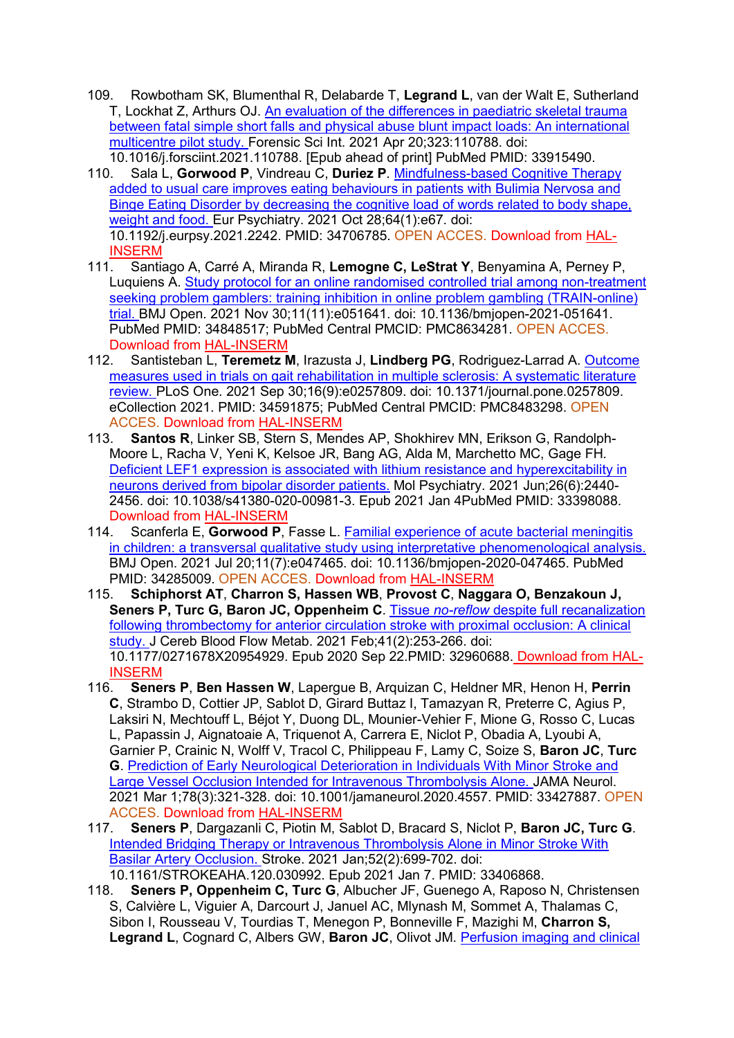109. Rowbotham SK, Blumenthal R, Delabarde T, **Legrand L**, van der Walt E, Sutherland T, Lockhat Z, Arthurs OJ. An evaluation of the differences in paediatric skeletal trauma between fatal simple short falls and physical abuse blunt impact loads: An international multicentre pilot study. Forensic Sci Int. 2021 Apr 20;323:110788. doi: 10.1016/j.forsciint.2021.110788. [Epub ahead of print] PubMed PMID: 33915490.
110. Sala L, **Gorwood P**, Vindreau C, **Duriez P**. Mindfulness-based Cognitive Therapy added to usual care improves eating behaviours in patients with Bulimia Nervosa and Binge Eating Disorder by decreasing the cognitive load of words related to body shape, weight and food. Eur Psychiatry. 2021 Oct 28;64(1):e67. doi: 10.1192/j.eurpsy.2021.2242. PMID: 34706785. OPEN ACCES. Download from HAL-INSERM
111. Santiago A, Carré A, Miranda R, **Lemogne C, LeStrat Y**, Benyamina A, Perney P, Luquiens A. Study protocol for an online randomised controlled trial among non-treatment seeking problem gamblers: training inhibition in online problem gambling (TRAIN-online) trial. BMJ Open. 2021 Nov 30;11(11):e051641. doi: 10.1136/bmjopen-2021-051641. PubMed PMID: 34848517; PubMed Central PMCID: PMC8634281. OPEN ACCES. Download from HAL-INSERM
112. Santisteban L, **Teremetz M**, Irazusta J, **Lindberg PG**, Rodriguez-Larrad A. Outcome measures used in trials on gait rehabilitation in multiple sclerosis: A systematic literature review. PLoS One. 2021 Sep 30;16(9):e0257809. doi: 10.1371/journal.pone.0257809. eCollection 2021. PMID: 34591875; PubMed Central PMCID: PMC8483298. OPEN ACCES. Download from HAL-INSERM
113. **Santos R**, Linker SB, Stern S, Mendes AP, Shokhirev MN, Erikson G, Randolph-Moore L, Racha V, Yeni K, Kelsoe JR, Bang AG, Alda M, Marchetto MC, Gage FH. Deficient LEF1 expression is associated with lithium resistance and hyperexcitability in neurons derived from bipolar disorder patients. Mol Psychiatry. 2021 Jun;26(6):2440-2456. doi: 10.1038/s41380-020-00981-3. Epub 2021 Jan 4PubMed PMID: 33398088. Download from HAL-INSERM
114. Scanferla E, **Gorwood P**, Fasse L. Familial experience of acute bacterial meningitis in children: a transversal qualitative study using interpretative phenomenological analysis. BMJ Open. 2021 Jul 20;11(7):e047465. doi: 10.1136/bmjopen-2020-047465. PubMed PMID: 34285009. OPEN ACCES. Download from HAL-INSERM
115. **Schiphorst AT**, **Charron S**, **Hassen WB**, **Provost C**, **Naggara O**, **Benzakoun J**, **Seners P**, **Turc G**, **Baron JC**, **Oppenheim C**. Tissue *no-reflow* despite full recanalization following thrombectomy for anterior circulation stroke with proximal occlusion: A clinical study. J Cereb Blood Flow Metab. 2021 Feb;41(2):253-266. doi: 10.1177/0271678X20954929. Epub 2020 Sep 22.PMID: 32960688. Download from HAL-INSERM
116. **Seners P**, **Ben Hassen W**, Lapergue B, Arquizan C, Heldner MR, Henon H, **Perrin C**, Strambo D, Cottier JP, Sablot D, Girard Buttaz I, Tamazyan R, Preterre C, Agius P, Laksiri N, Mechtouff L, Béjot Y, Duong DL, Mounier-Vehier F, Mione G, Rosso C, Lucas L, Papassin J, Aignatoaie A, Triquenot A, Carrera E, Niclot P, Obadia A, Lyoubi A, Garnier P, Crainic N, Wolff V, Tracol C, Philippeau F, Lamy C, Soize S, **Baron JC**, **Turc G**. Prediction of Early Neurological Deterioration in Individuals With Minor Stroke and Large Vessel Occlusion Intended for Intravenous Thrombolysis Alone. JAMA Neurol. 2021 Mar 1;78(3):321-328. doi: 10.1001/jamaneurol.2020.4557. PMID: 33427887. OPEN ACCES. Download from HAL-INSERM
117. **Seners P**, Dargazanli C, Piotin M, Sablot D, Bracard S, Niclot P, **Baron JC, Turc G**. Intended Bridging Therapy or Intravenous Thrombolysis Alone in Minor Stroke With Basilar Artery Occlusion. Stroke. 2021 Jan;52(2):699-702. doi: 10.1161/STROKEAHA.120.030992. Epub 2021 Jan 7. PMID: 33406868.
118. **Seners P, Oppenheim C, Turc G**, Albucher JF, Guenego A, Raposo N, Christensen S, Calvière L, Viguier A, Darcourt J, Januel AC, Mlynash M, Sommet A, Thalamas C, Sibon I, Rousseau V, Tourdias T, Menegon P, Bonneville F, Mazighi M, **Charron S, Legrand L**, Cognard C, Albers GW, **Baron JC**, Olivot JM. Perfusion imaging and clinical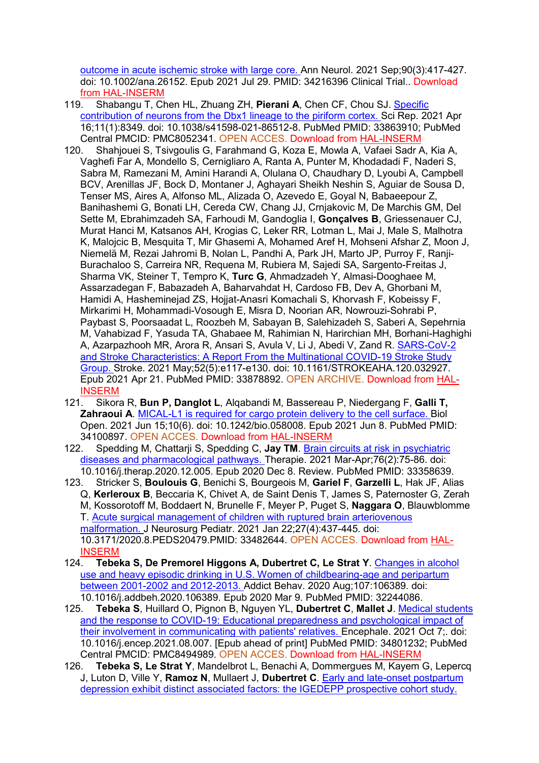outcome in acute ischemic stroke with large core. Ann Neurol. 2021 Sep;90(3):417-427. doi: 10.1002/ana.26152. Epub 2021 Jul 29. PMID: 34216396 Clinical Trial.. Download from HAL-INSERM

119. Shabangu T, Chen HL, Zhuang ZH, **Pierani A**, Chen CF, Chou SJ. Specific contribution of neurons from the Dbx1 lineage to the piriform cortex. Sci Rep. 2021 Apr 16;11(1):8349. doi: 10.1038/s41598-021-86512-8. PubMed PMID: 33863910; PubMed Central PMCID: PMC8052341. OPEN ACCES. Download from HAL-INSERM

120. Shahjouei S, Tsivgoulis G, Farahmand G, Koza E, Mowla A, Vafaei Sadr A, Kia A, Vaghefi Far A, Mondello S, Cernigliaro A, Ranta A, Punter M, Khodadadi F, Naderi S, Sabra M, Ramezani M, Amini Harandi A, Olulana O, Chaudhary D, Lyoubi A, Campbell BCV, Arenillas JF, Bock D, Montaner J, Aghayari Sheikh Neshin S, Aguiar de Sousa D, Tenser MS, Aires A, Alfonso ML, Alizada O, Azevedo E, Goyal N, Babaeepour Z, Banihashemi G, Bonati LH, Cereda CW, Chang JJ, Crnjakovic M, De Marchis GM, Del Sette M, Ebrahimzadeh SA, Farhoudi M, Gandoglia I, **Gonçalves B**, Griessenauer CJ, Murat Hanci M, Katsanos AH, Krogias C, Leker RR, Lotman L, Mai J, Male S, Malhotra K, Malojcic B, Mesquita T, Mir Ghasemi A, Mohamed Aref H, Mohseni Afshar Z, Moon J, Niemelä M, Rezai Jahromi B, Nolan L, Pandhi A, Park JH, Marto JP, Purroy F, Ranji-Burachaloo S, Carreira NR, Requena M, Rubiera M, Sajedi SA, Sargento-Freitas J, Sharma VK, Steiner T, Tempro K, **Turc G**, Ahmadzadeh Y, Almasi-Dooghaee M, Assarzadegan F, Babazadeh A, Baharvahdat H, Cardoso FB, Dev A, Ghorbani M, Hamidi A, Hasheminejad ZS, Hojjat-Anasri Komachali S, Khorvash F, Kobeissy F, Mirkarimi H, Mohammadi-Vosough E, Misra D, Noorian AR, Nowrouzi-Sohrabi P, Paybast S, Poorsaadat L, Roozbeh M, Sabayan B, Salehizadeh S, Saberi A, Sepehrnia M, Vahabizad F, Yasuda TA, Ghabaee M, Rahimian N, Harirchian MH, Borhani-Haghighi A, Azarpazhooh MR, Arora R, Ansari S, Avula V, Li J, Abedi V, Zand R. SARS-CoV-2 and Stroke Characteristics: A Report From the Multinational COVID-19 Stroke Study Group. Stroke. 2021 May;52(5):e117-e130. doi: 10.1161/STROKEAHA.120.032927. Epub 2021 Apr 21. PubMed PMID: 33878892. OPEN ARCHIVE. Download from HAL-INSERM

121. Sikora R, **Bun P, Danglot L**, Alqabandi M, Bassereau P, Niedergang F, **Galli T, Zahraoui A**. MICAL-L1 is required for cargo protein delivery to the cell surface. Biol Open. 2021 Jun 15;10(6). doi: 10.1242/bio.058008. Epub 2021 Jun 8. PubMed PMID: 34100897. OPEN ACCES. Download from HAL-INSERM

122. Spedding M, Chattarji S, Spedding C, **Jay TM**. Brain circuits at risk in psychiatric diseases and pharmacological pathways. Therapie. 2021 Mar-Apr;76(2):75-86. doi: 10.1016/j.therap.2020.12.005. Epub 2020 Dec 8. Review. PubMed PMID: 33358639.

123. Stricker S, **Boulouis G**, Benichi S, Bourgeois M, **Gariel F**, **Garzelli L**, Hak JF, Alias Q, **Kerleroux B**, Beccaria K, Chivet A, de Saint Denis T, James S, Paternoster G, Zerah M, Kossorotoff M, Boddaert N, Brunelle F, Meyer P, Puget S, **Naggara O**, Blauwblomme T. Acute surgical management of children with ruptured brain arteriovenous malformation. J Neurosurg Pediatr. 2021 Jan 22;27(4):437-445. doi: 10.3171/2020.8.PEDS20479.PMID: 33482644. OPEN ACCES. Download from HAL-INSERM

124. **Tebeka S, De Premorel Higgons A, Dubertret C, Le Strat Y**. Changes in alcohol use and heavy episodic drinking in U.S. Women of childbearing-age and peripartum between 2001-2002 and 2012-2013. Addict Behav. 2020 Aug;107:106389. doi: 10.1016/j.addbeh.2020.106389. Epub 2020 Mar 9. PubMed PMID: 32244086.

125. **Tebeka S**, Huillard O, Pignon B, Nguyen YL, **Dubertret C**, **Mallet J**. Medical students and the response to COVID-19: Educational preparedness and psychological impact of their involvement in communicating with patients' relatives. Encephale. 2021 Oct 7;. doi: 10.1016/j.encep.2021.08.007. [Epub ahead of print] PubMed PMID: 34801232; PubMed Central PMCID: PMC8494989. OPEN ACCES. Download from HAL-INSERM

126. **Tebeka S, Le Strat Y**, Mandelbrot L, Benachi A, Dommergues M, Kayem G, Lepercq J, Luton D, Ville Y, **Ramoz N**, Mullaert J, **Dubertret C**. Early and late-onset postpartum depression exhibit distinct associated factors: the IGEDEPP prospective cohort study.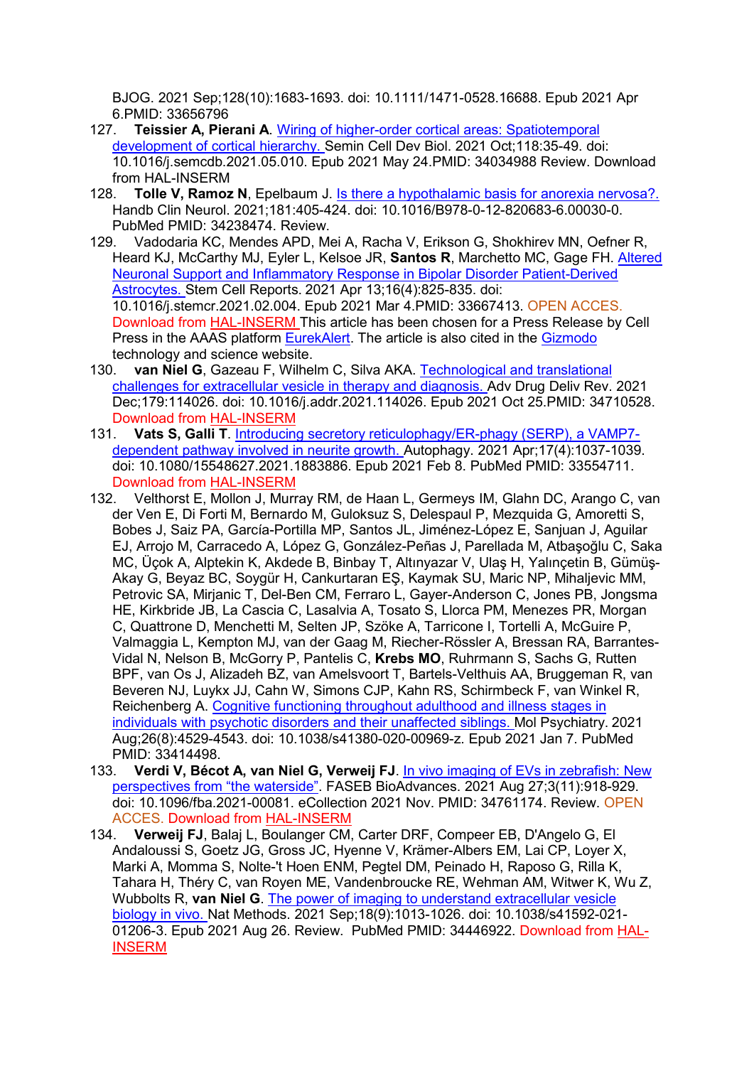BJOG. 2021 Sep;128(10):1683-1693. doi: 10.1111/1471-0528.16688. Epub 2021 Apr 6.PMID: 33656796

127. **Teissier A, Pierani A**. Wiring of higher-order cortical areas: Spatiotemporal development of cortical hierarchy. Semin Cell Dev Biol. 2021 Oct;118:35-49. doi: 10.1016/j.semcdb.2021.05.010. Epub 2021 May 24.PMID: 34034988 Review. Download from HAL-INSERM

128. **Tolle V, Ramoz N**, Epelbaum J. Is there a hypothalamic basis for anorexia nervosa?. Handb Clin Neurol. 2021;181:405-424. doi: 10.1016/B978-0-12-820683-6.00030-0. PubMed PMID: 34238474. Review.

129. Vadodaria KC, Mendes APD, Mei A, Racha V, Erikson G, Shokhirev MN, Oefner R, Heard KJ, McCarthy MJ, Eyler L, Kelsoe JR, **Santos R**, Marchetto MC, Gage FH. Altered Neuronal Support and Inflammatory Response in Bipolar Disorder Patient-Derived Astrocytes. Stem Cell Reports. 2021 Apr 13;16(4):825-835. doi: 10.1016/j.stemcr.2021.02.004. Epub 2021 Mar 4.PMID: 33667413. OPEN ACCES. Download from HAL-INSERM This article has been chosen for a Press Release by Cell Press in the AAAS platform EurekAlert. The article is also cited in the Gizmodo technology and science website.

130. **van Niel G**, Gazeau F, Wilhelm C, Silva AKA. Technological and translational challenges for extracellular vesicle in therapy and diagnosis. Adv Drug Deliv Rev. 2021 Dec;179:114026. doi: 10.1016/j.addr.2021.114026. Epub 2021 Oct 25.PMID: 34710528. Download from HAL-INSERM

131. **Vats S, Galli T**. Introducing secretory reticulophagy/ER-phagy (SERP), a VAMP7-dependent pathway involved in neurite growth. Autophagy. 2021 Apr;17(4):1037-1039. doi: 10.1080/15548627.2021.1883886. Epub 2021 Feb 8. PubMed PMID: 33554711. Download from HAL-INSERM

132. Velthorst E, Mollon J, Murray RM, de Haan L, Germeys IM, Glahn DC, Arango C, van der Ven E, Di Forti M, Bernardo M, Guloksuz S, Delespaul P, Mezquida G, Amoretti S, Bobes J, Saiz PA, García-Portilla MP, Santos JL, Jiménez-López E, Sanjuan J, Aguilar EJ, Arrojo M, Carracedo A, López G, González-Peñas J, Parellada M, Atbaşoğlu C, Saka MC, Üçok A, Alptekin K, Akdede B, Binbay T, Altınyazar V, Ulaş H, Yalınçetin B, Gümüş-Akay G, Beyaz BC, Soygür H, Cankurtaran EŞ, Kaymak SU, Maric NP, Mihaljevic MM, Petrovic SA, Mirjanic T, Del-Ben CM, Ferraro L, Gayer-Anderson C, Jones PB, Jongsma HE, Kirkbride JB, La Cascia C, Lasalvia A, Tosato S, Llorca PM, Menezes PR, Morgan C, Quattrone D, Menchetti M, Selten JP, Szöke A, Tarricone I, Tortelli A, McGuire P, Valmaggia L, Kempton MJ, van der Gaag M, Riecher-Rössler A, Bressan RA, Barrantes-Vidal N, Nelson B, McGorry P, Pantelis C, **Krebs MO**, Ruhrmann S, Sachs G, Rutten BPF, van Os J, Alizadeh BZ, van Amelsvoort T, Bartels-Velthuis AA, Bruggeman R, van Beveren NJ, Luykx JJ, Cahn W, Simons CJP, Kahn RS, Schirmbeck F, van Winkel R, Reichenberg A. Cognitive functioning throughout adulthood and illness stages in individuals with psychotic disorders and their unaffected siblings. Mol Psychiatry. 2021 Aug;26(8):4529-4543. doi: 10.1038/s41380-020-00969-z. Epub 2021 Jan 7. PubMed PMID: 33414498.

133. **Verdi V, Bécot A, van Niel G, Verweij FJ**. In vivo imaging of EVs in zebrafish: New perspectives from "the waterside". FASEB BioAdvances. 2021 Aug 27;3(11):918-929. doi: 10.1096/fba.2021-00081. eCollection 2021 Nov. PMID: 34761174. Review. OPEN ACCES. Download from HAL-INSERM

134. **Verweij FJ**, Balaj L, Boulanger CM, Carter DRF, Compeer EB, D'Angelo G, El Andaloussi S, Goetz JG, Gross JC, Hyenne V, Krämer-Albers EM, Lai CP, Loyer X, Marki A, Momma S, Nolte-'t Hoen ENM, Pegtel DM, Peinado H, Raposo G, Rilla K, Tahara H, Théry C, van Royen ME, Vandenbroucke RE, Wehman AM, Witwer K, Wu Z, Wubbolts R, **van Niel G**. The power of imaging to understand extracellular vesicle biology in vivo. Nat Methods. 2021 Sep;18(9):1013-1026. doi: 10.1038/s41592-021-01206-3. Epub 2021 Aug 26. Review. PubMed PMID: 34446922. Download from HAL-INSERM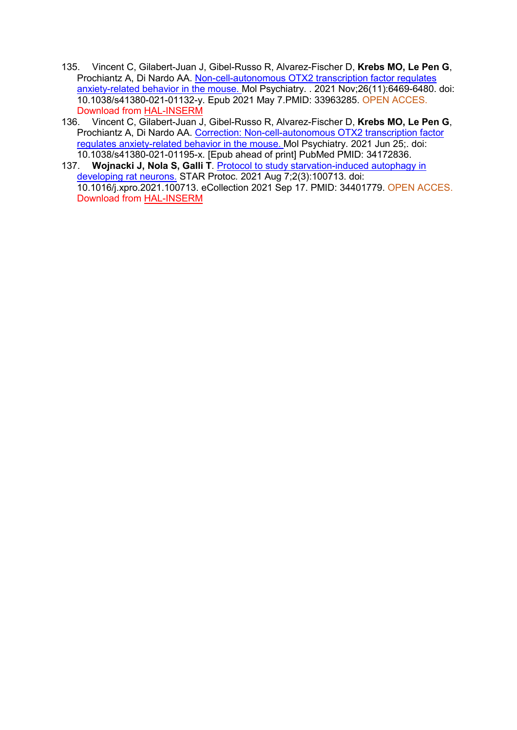135. Vincent C, Gilabert-Juan J, Gibel-Russo R, Alvarez-Fischer D, **Krebs MO, Le Pen G**, Prochiantz A, Di Nardo AA. Non-cell-autonomous OTX2 transcription factor regulates anxiety-related behavior in the mouse. Mol Psychiatry. . 2021 Nov;26(11):6469-6480. doi: 10.1038/s41380-021-01132-y. Epub 2021 May 7.PMID: 33963285. OPEN ACCES. Download from HAL-INSERM
136. Vincent C, Gilabert-Juan J, Gibel-Russo R, Alvarez-Fischer D, **Krebs MO, Le Pen G**, Prochiantz A, Di Nardo AA. Correction: Non-cell-autonomous OTX2 transcription factor regulates anxiety-related behavior in the mouse. Mol Psychiatry. 2021 Jun 25;. doi: 10.1038/s41380-021-01195-x. [Epub ahead of print] PubMed PMID: 34172836.
137. **Wojnacki J, Nola S, Galli T**. Protocol to study starvation-induced autophagy in developing rat neurons. STAR Protoc. 2021 Aug 7;2(3):100713. doi: 10.1016/j.xpro.2021.100713. eCollection 2021 Sep 17. PMID: 34401779. OPEN ACCES. Download from HAL-INSERM